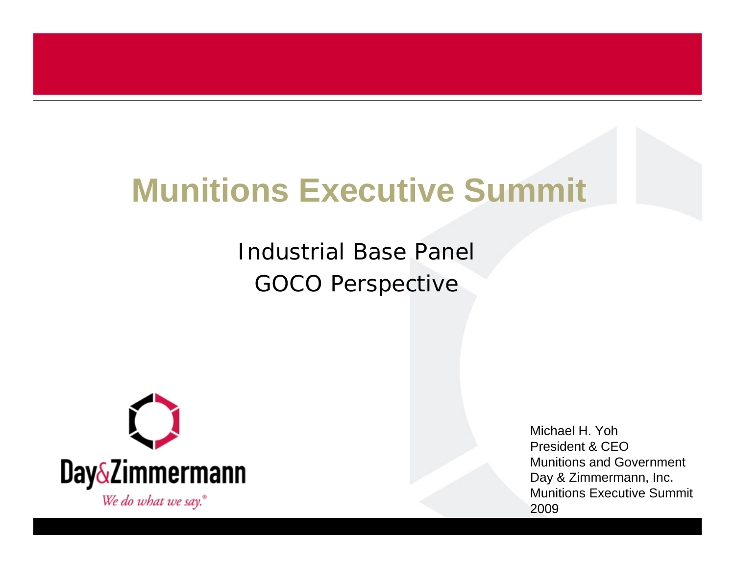# Munitions Executive Summit

## Industrial Base Panel
## GOCO Perspective

Day&Zimmermann

*We do what we say.*®

Michael H. Yoh
President & CEO
Munitions and Government
Day & Zimmermann, Inc.
Munitions Executive Summit
2009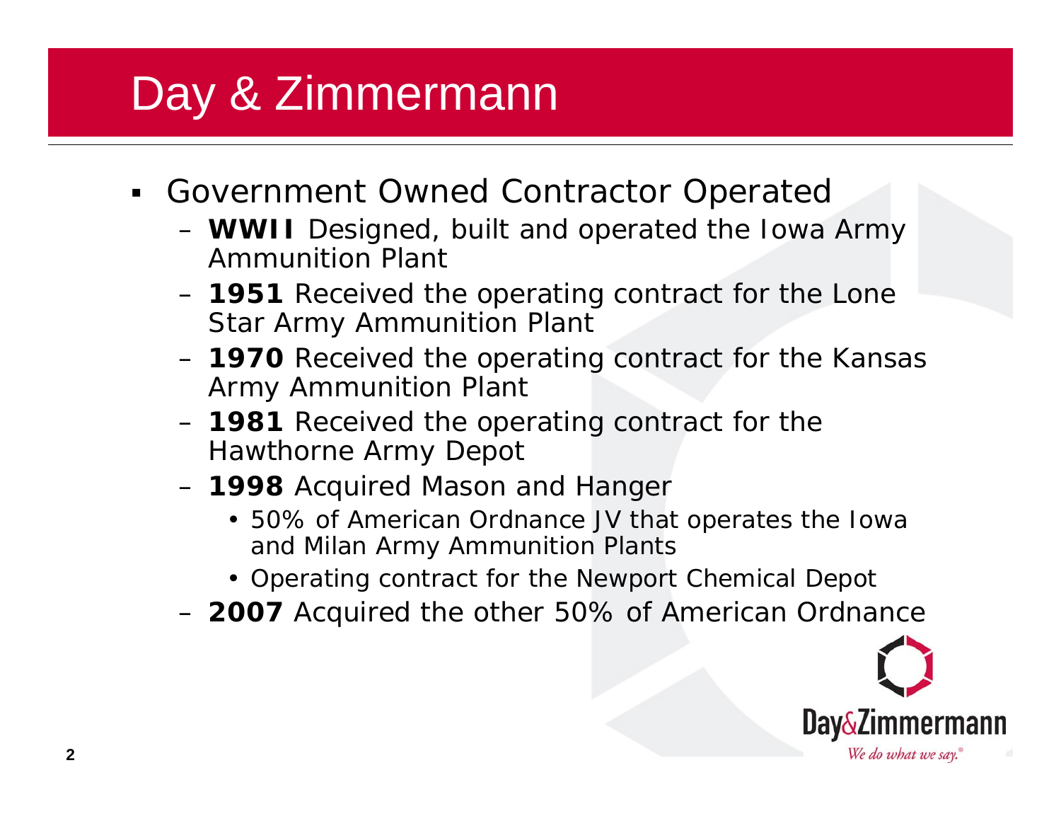# Day & Zimmermann

- Government Owned Contractor Operated
  - **WWII** Designed, built and operated the Iowa Army Ammunition Plant
  - **1951** Received the operating contract for the Lone Star Army Ammunition Plant
  - **1970** Received the operating contract for the Kansas Army Ammunition Plant
  - **1981** Received the operating contract for the Hawthorne Army Depot
  - **1998** Acquired Mason and Hanger
    - 50% of American Ordnance JV that operates the Iowa and Milan Army Ammunition Plants
    - Operating contract for the Newport Chemical Depot
  - **2007** Acquired the other 50% of American Ordnance

Day&Zimmermann

*We do what we say.*®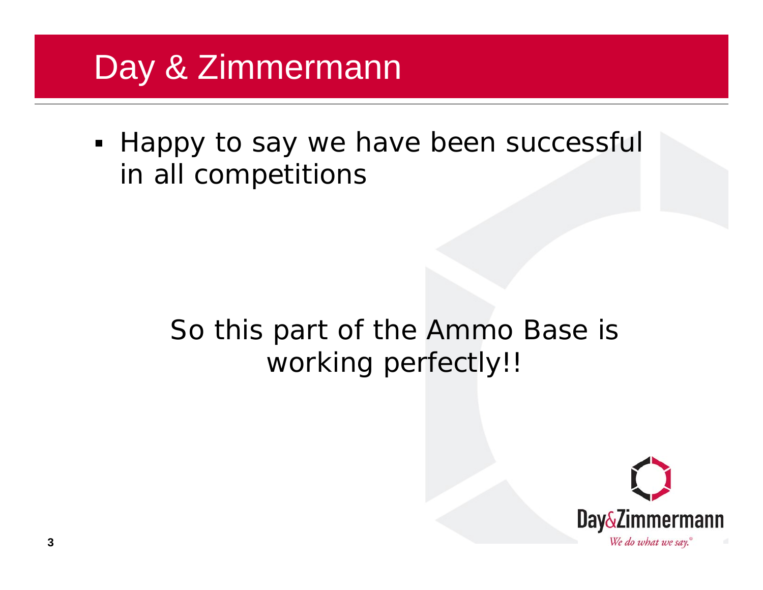# Day & Zimmermann

- Happy to say we have been successful in all competitions

So this part of the Ammo Base is working perfectly!!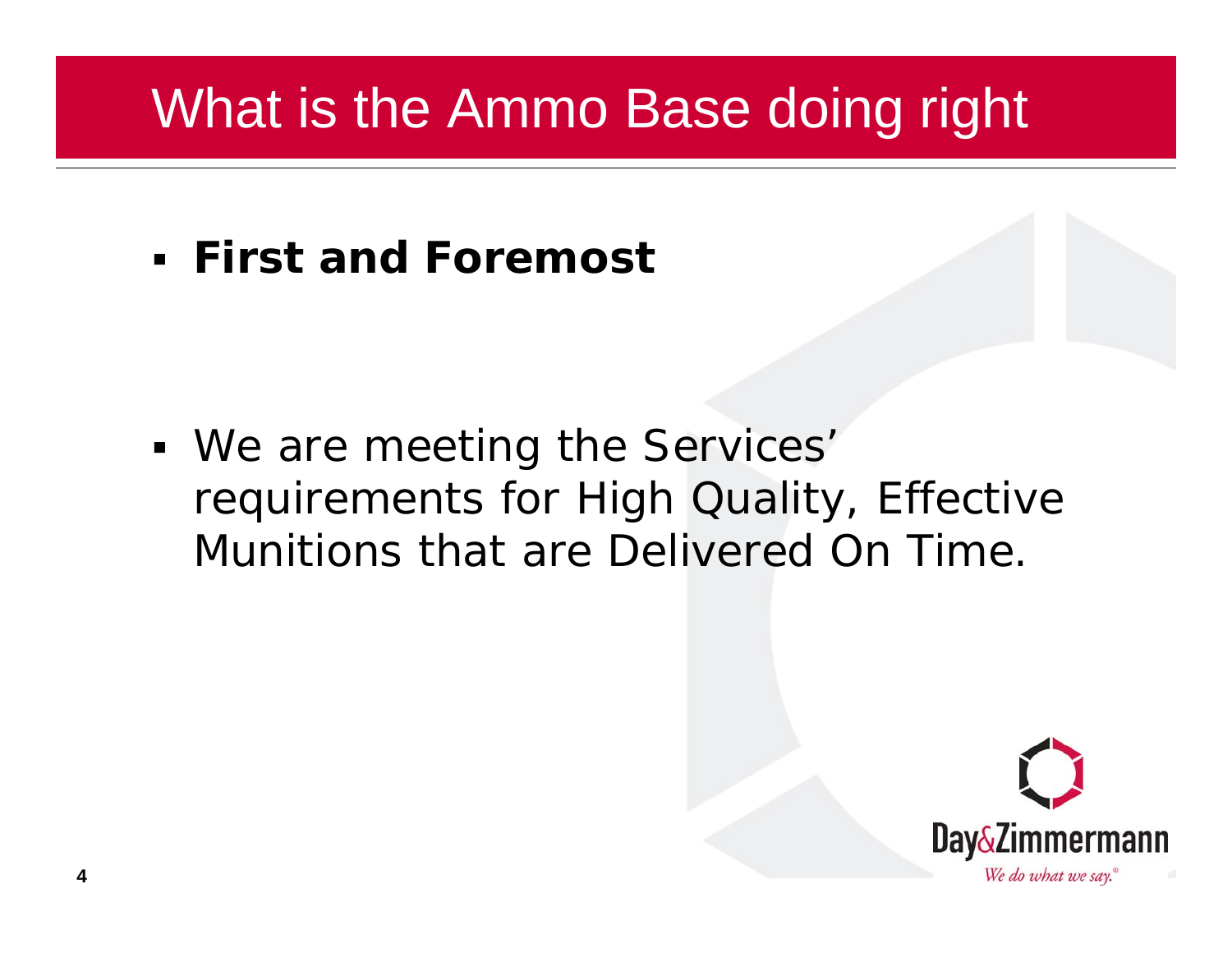# What is the Ammo Base doing right

- **First and Foremost**

- We are meeting the Services' requirements for High Quality, Effective Munitions that are Delivered On Time.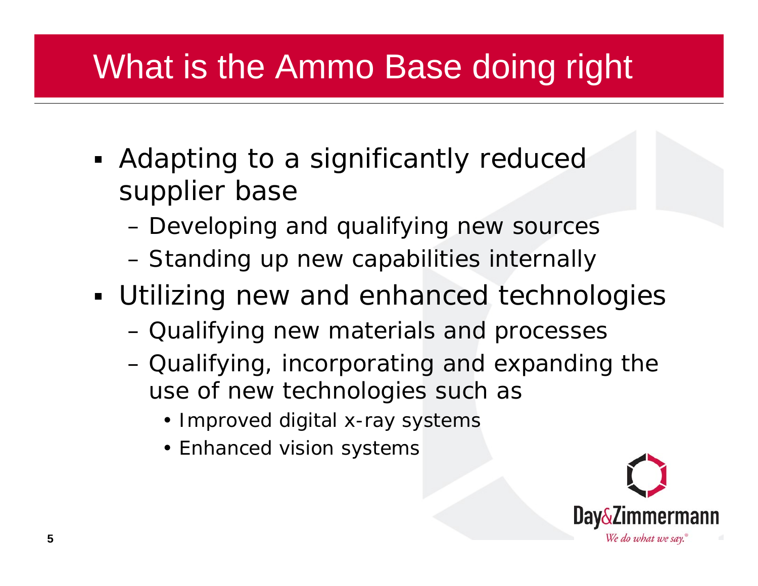# What is the Ammo Base doing right

- Adapting to a significantly reduced supplier base
  - Developing and qualifying new sources
  - Standing up new capabilities internally
- Utilizing new and enhanced technologies
  - Qualifying new materials and processes
  - Qualifying, incorporating and expanding the use of new technologies such as
    - Improved digital x-ray systems
    - Enhanced vision systems

Day&Zimmermann

*We do what we say.®*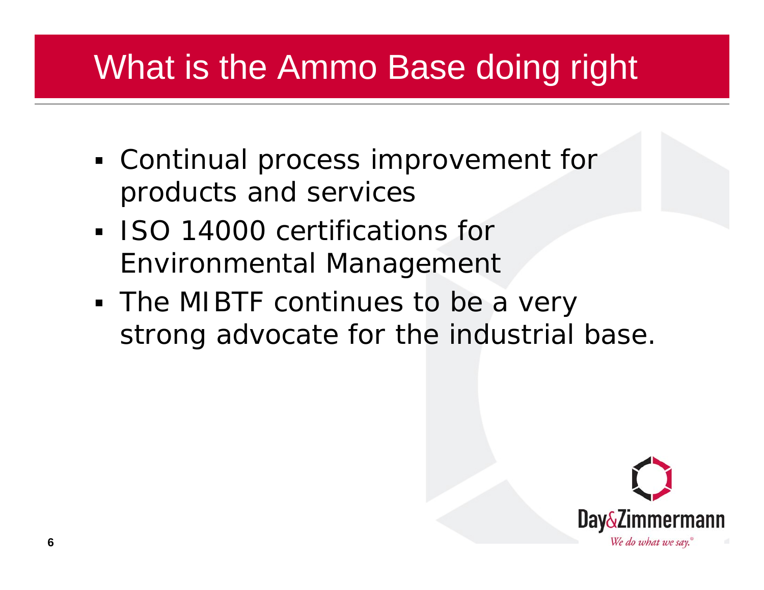# What is the Ammo Base doing right

- Continual process improvement for products and services
- ISO 14000 certifications for Environmental Management
- The MIBTF continues to be a very strong advocate for the industrial base.

Day&Zimmermann

*We do what we say.*®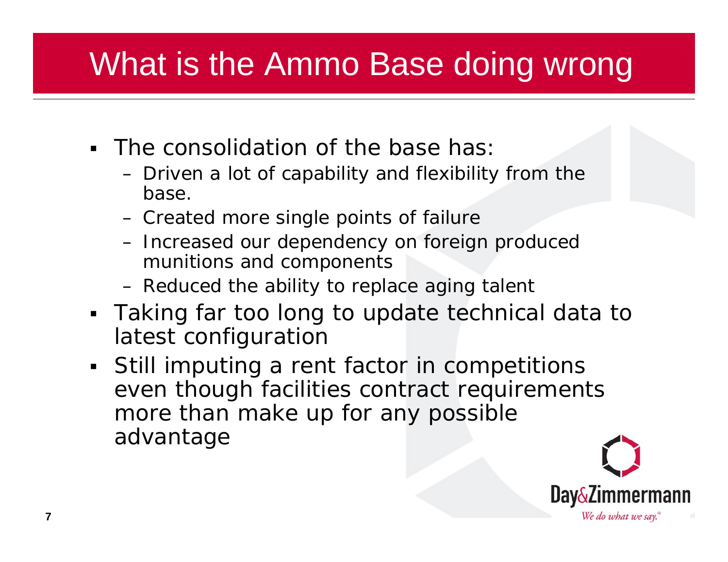# What is the Ammo Base doing wrong

- The consolidation of the base has:
  - Driven a lot of capability and flexibility from the base.
  - Created more single points of failure
  - Increased our dependency on foreign produced munitions and components
  - Reduced the ability to replace aging talent
- Taking far too long to update technical data to latest configuration
- Still imputing a rent factor in competitions even though facilities contract requirements more than make up for any possible advantage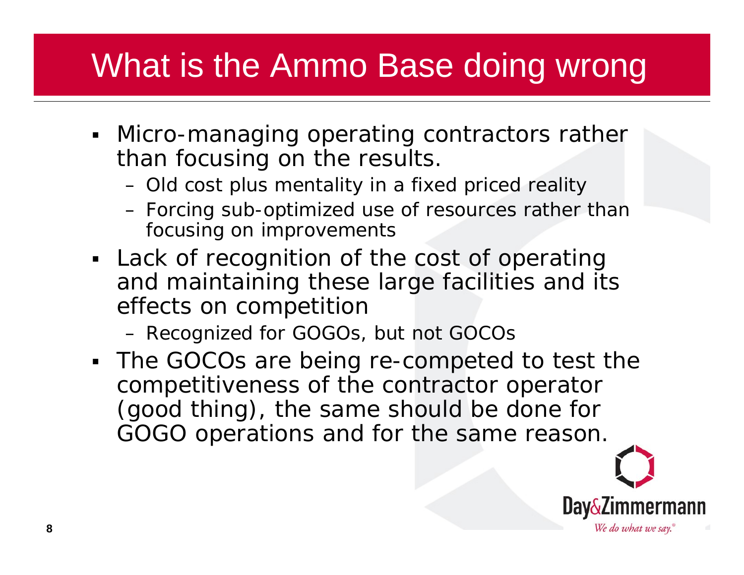# What is the Ammo Base doing wrong

- Micro-managing operating contractors rather than focusing on the results.
  - Old cost plus mentality in a fixed priced reality
  - Forcing sub-optimized use of resources rather than focusing on improvements
- Lack of recognition of the cost of operating and maintaining these large facilities and its effects on competition
  - Recognized for GOGOs, but not GOCOs
- The GOCOs are being re-competed to test the competitiveness of the contractor operator (good thing), the same should be done for GOGO operations and for the same reason.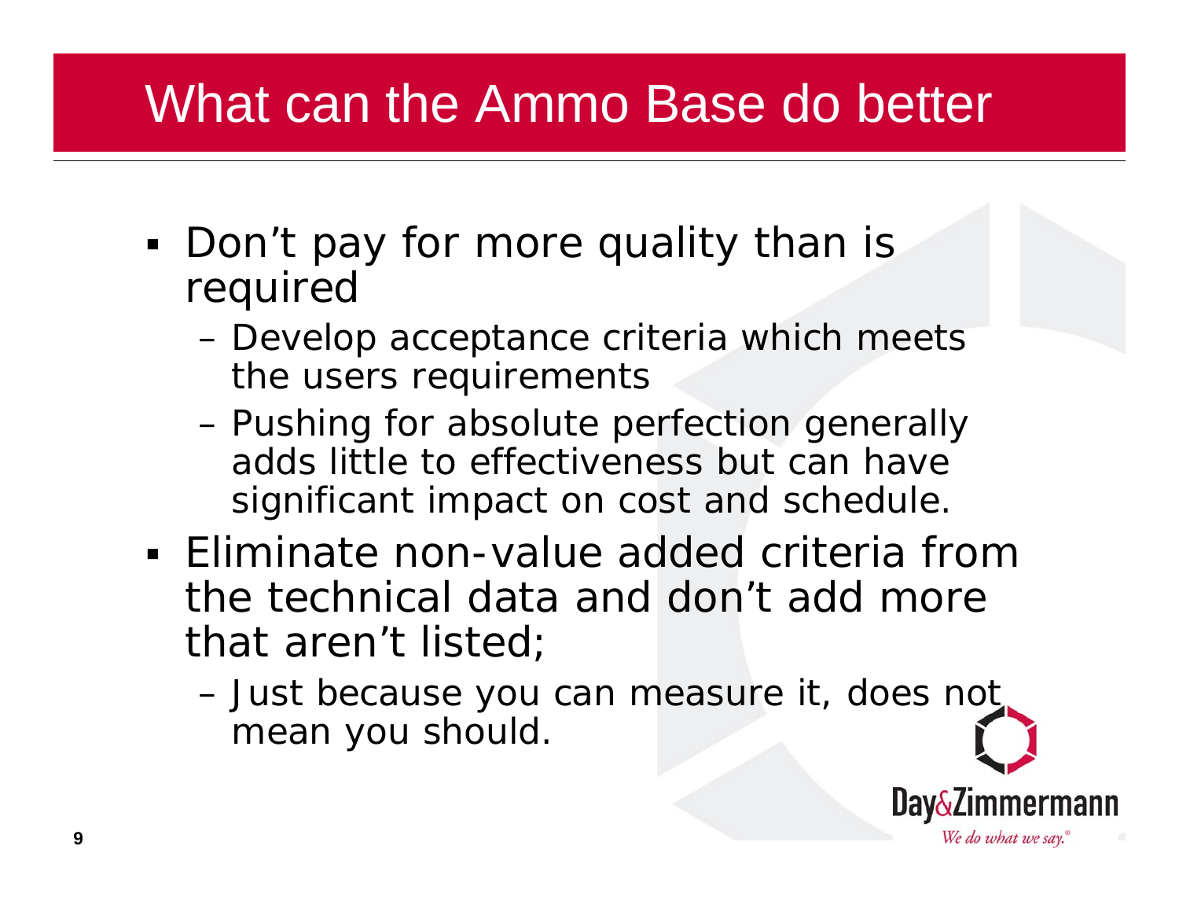# What can the Ammo Base do better

- Don't pay for more quality than is required
  - Develop acceptance criteria which meets the users requirements
  - Pushing for absolute perfection generally adds little to effectiveness but can have significant impact on cost and schedule.
- Eliminate non-value added criteria from the technical data and don't add more that aren't listed;
  - Just because you can measure it, does not mean you should.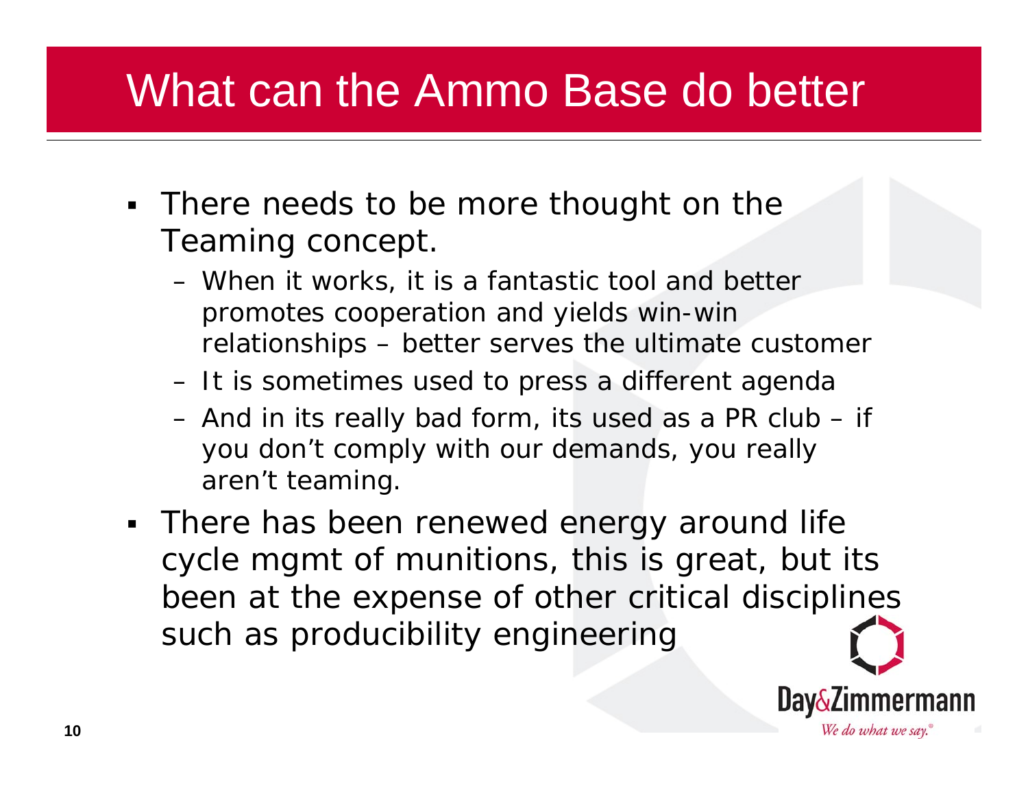# What can the Ammo Base do better

- There needs to be more thought on the Teaming concept.
  - When it works, it is a fantastic tool and better promotes cooperation and yields win-win relationships – better serves the ultimate customer
  - It is sometimes used to press a different agenda
  - And in its really bad form, its used as a PR club – if you don't comply with our demands, you really aren't teaming.
- There has been renewed energy around life cycle mgmt of munitions, this is great, but its been at the expense of other critical disciplines such as producibility engineering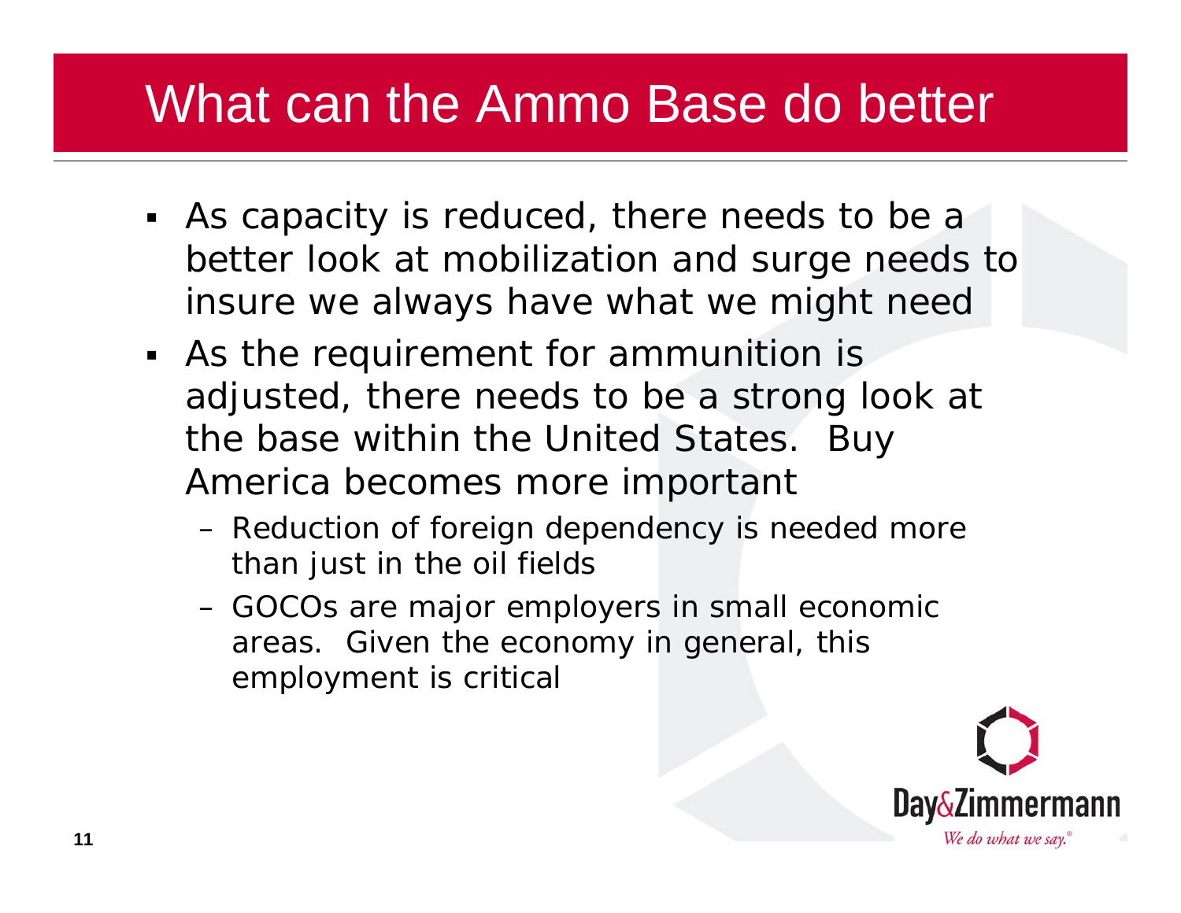# What can the Ammo Base do better

- As capacity is reduced, there needs to be a better look at mobilization and surge needs to insure we always have what we might need
- As the requirement for ammunition is adjusted, there needs to be a strong look at the base within the United States. Buy America becomes more important
  - Reduction of foreign dependency is needed more than just in the oil fields
  - GOCOs are major employers in small economic areas. Given the economy in general, this employment is critical

Day&Zimmermann

*We do what we say.*®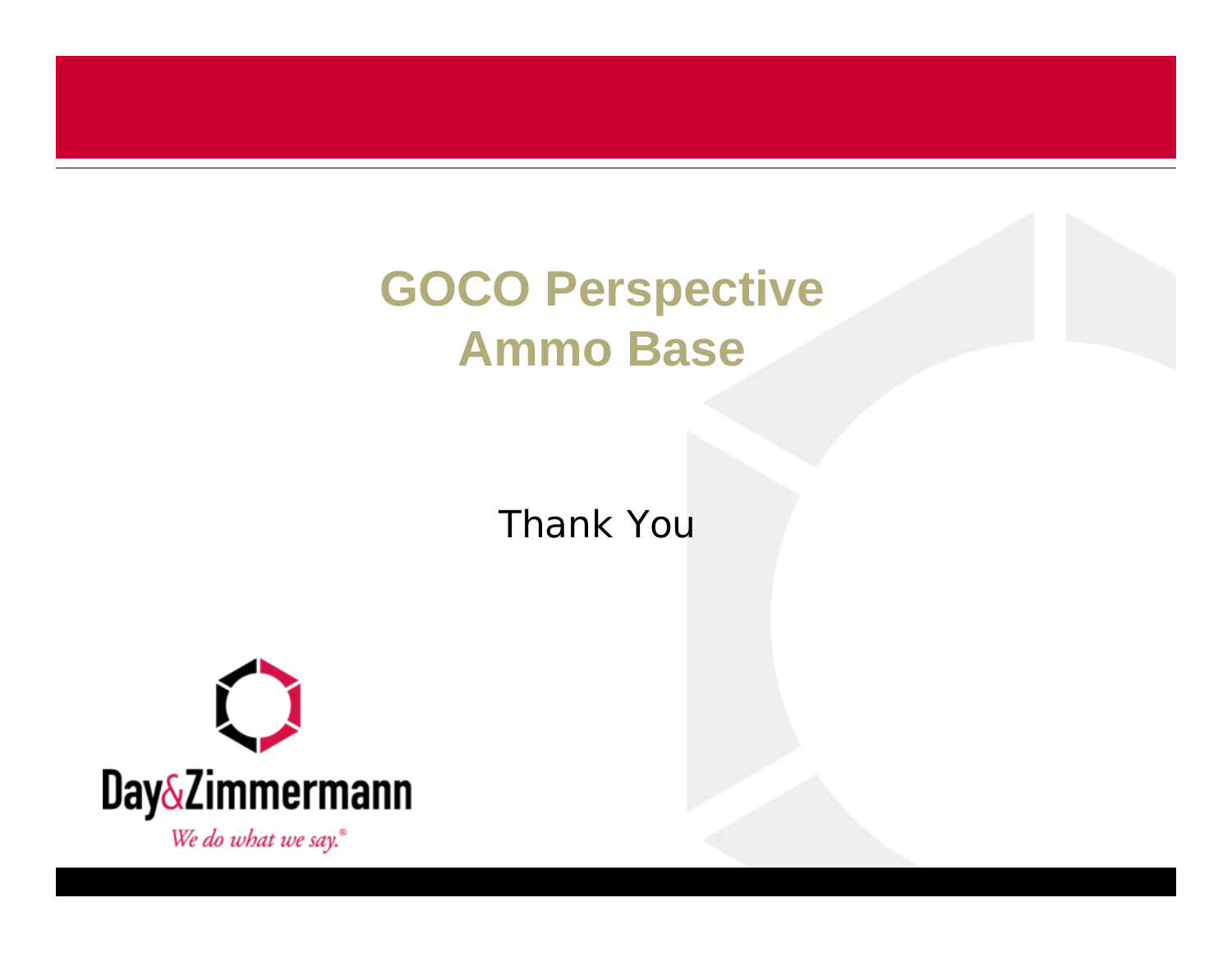# GOCO Perspective
# Ammo Base

Thank You

Day&Zimmermann

*We do what we say.®*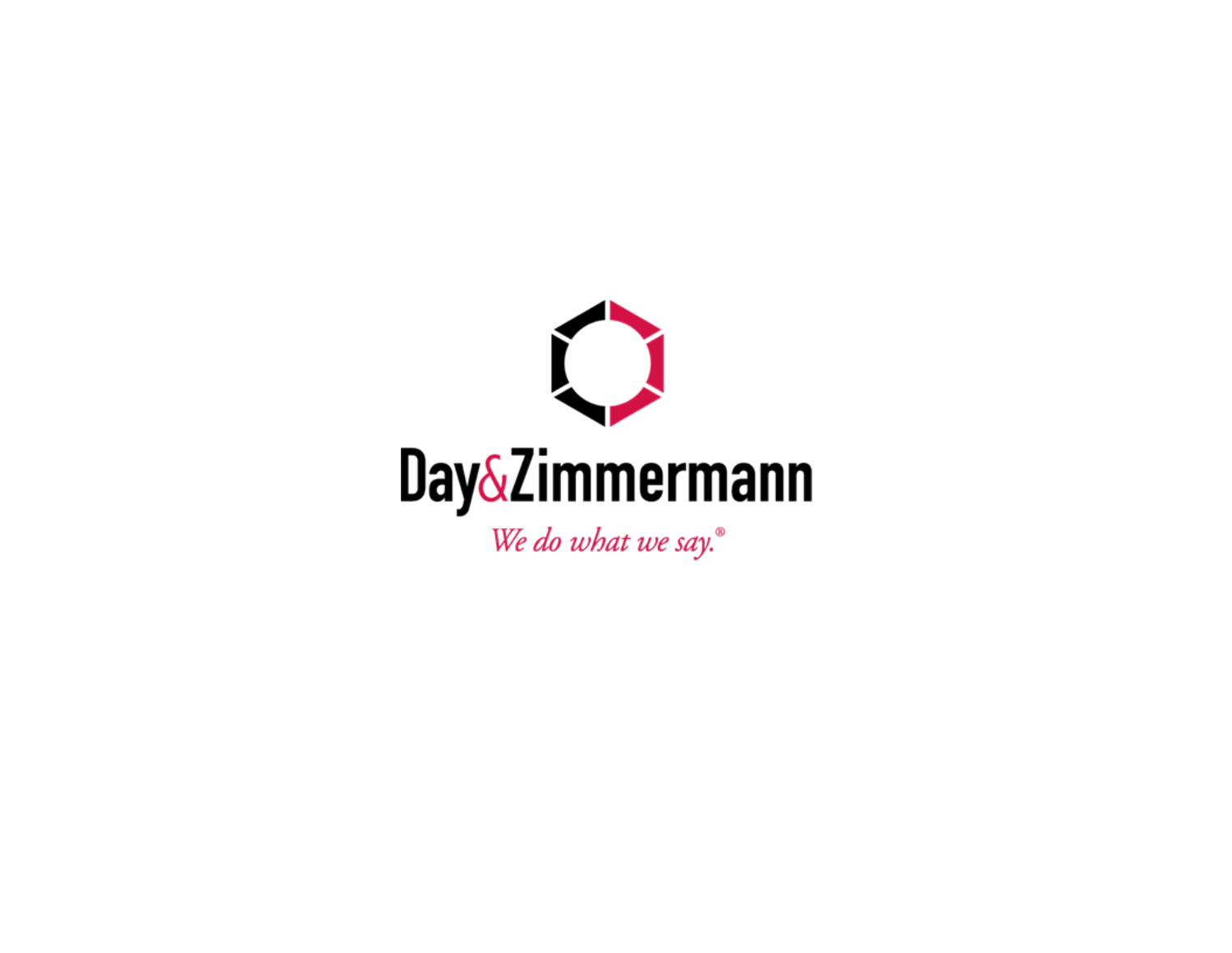Day&Zimmermann

*We do what we say.®*